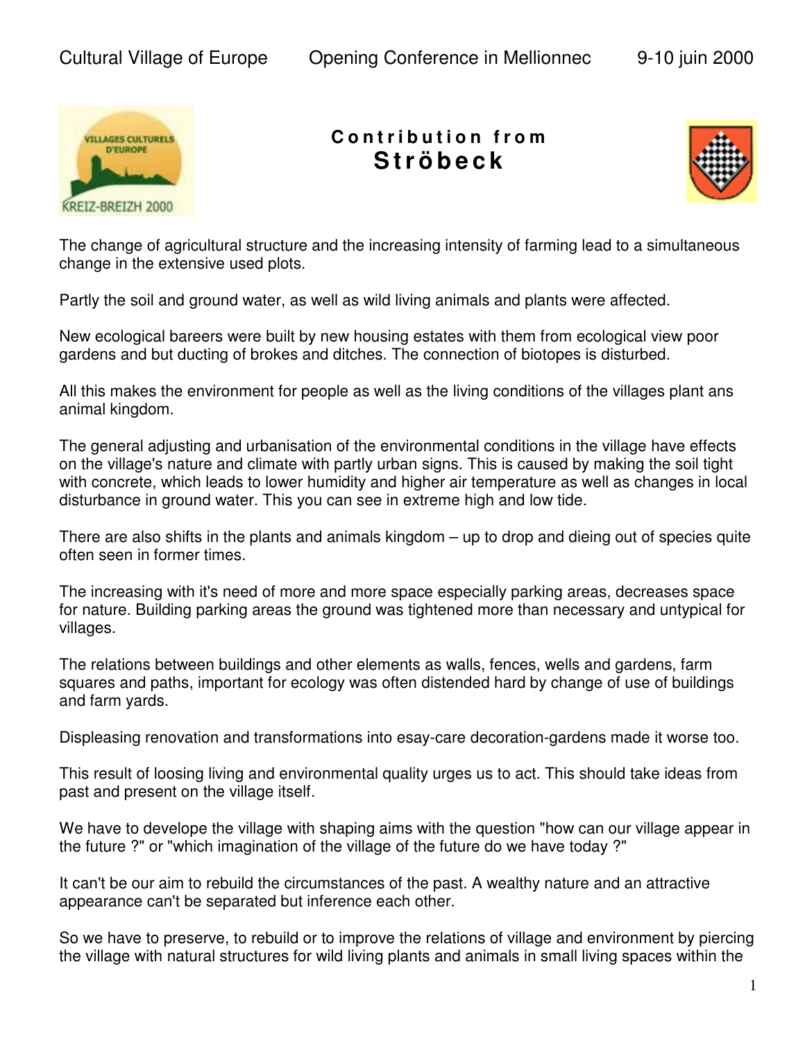# Contribution from Ströbeck

The change of agricultural structure and the increasing intensity of farming lead to a simultaneous change in the extensive used plots.

Partly the soil and ground water, as well as wild living animals and plants were affected.

New ecological bareers were built by new housing estates with them from ecological view poor gardens and but ducting of brokes and ditches. The connection of biotopes is disturbed.

All this makes the environment for people as well as the living conditions of the villages plant ans animal kingdom.

The general adjusting and urbanisation of the environmental conditions in the village have effects on the village's nature and climate with partly urban signs. This is caused by making the soil tight with concrete, which leads to lower humidity and higher air temperature as well as changes in local disturbance in ground water. This you can see in extreme high and low tide.

There are also shifts in the plants and animals kingdom – up to drop and dieing out of species quite often seen in former times.

The increasing with it's need of more and more space especially parking areas, decreases space for nature. Building parking areas the ground was tightened more than necessary and untypical for villages.

The relations between buildings and other elements as walls, fences, wells and gardens, farm squares and paths, important for ecology was often distended hard by change of use of buildings and farm yards.

Displeasing renovation and transformations into esay-care decoration-gardens made it worse too.

This result of loosing living and environmental quality urges us to act. This should take ideas from past and present on the village itself.

We have to develope the village with shaping aims with the question "how can our village appear in the future ?" or "which imagination of the village of the future do we have today ?"

It can't be our aim to rebuild the circumstances of the past. A wealthy nature and an attractive appearance can't be separated but inference each other.

So we have to preserve, to rebuild or to improve the relations of village and environment by piercing the village with natural structures for wild living plants and animals in small living spaces within the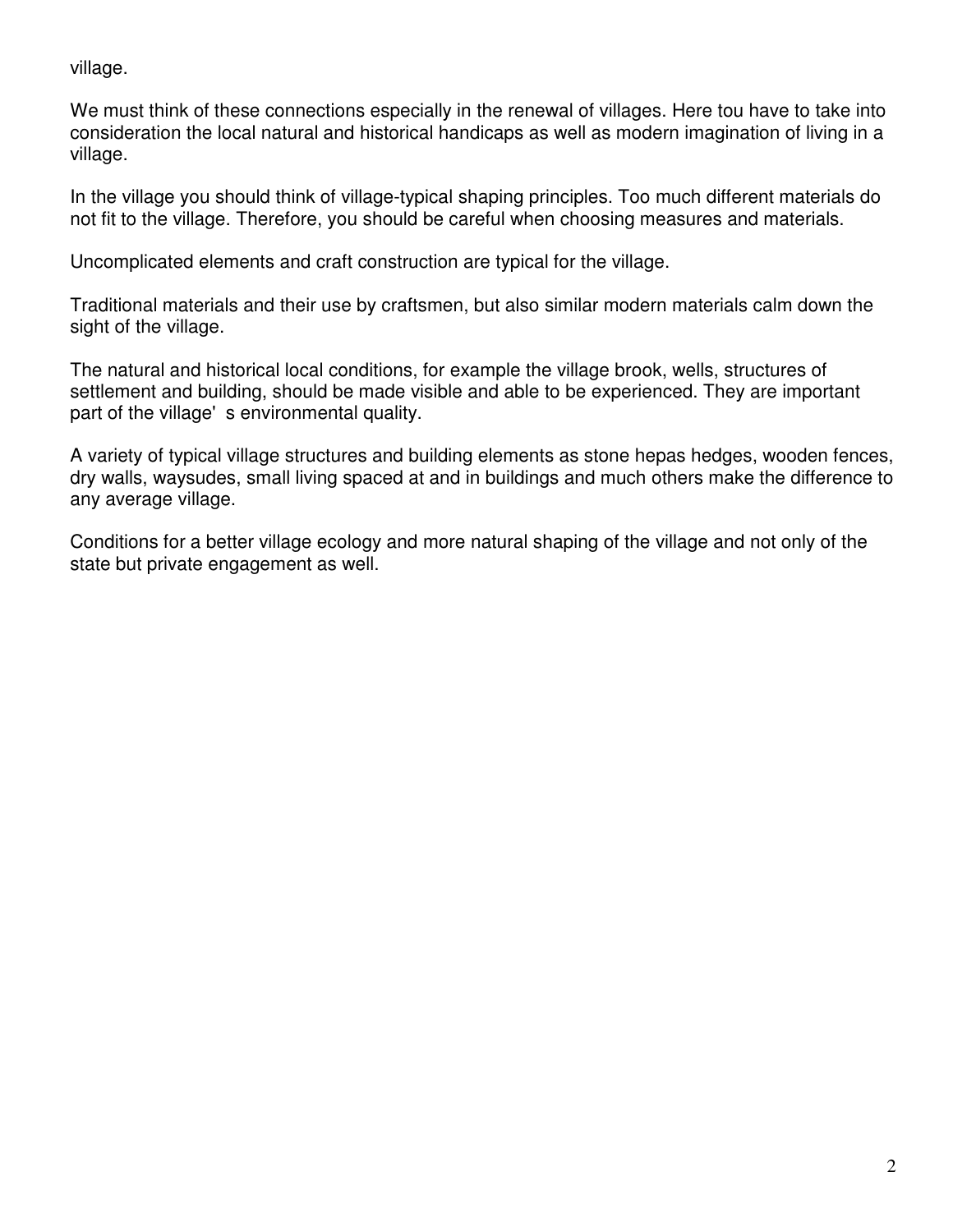village.

We must think of these connections especially in the renewal of villages. Here tou have to take into consideration the local natural and historical handicaps as well as modern imagination of living in a village.

In the village you should think of village-typical shaping principles. Too much different materials do not fit to the village. Therefore, you should be careful when choosing measures and materials.

Uncomplicated elements and craft construction are typical for the village.

Traditional materials and their use by craftsmen, but also similar modern materials calm down the sight of the village.

The natural and historical local conditions, for example the village brook, wells, structures of settlement and building, should be made visible and able to be experienced. They are important part of the village' s environmental quality.

A variety of typical village structures and building elements as stone hepas hedges, wooden fences, dry walls, waysudes, small living spaced at and in buildings and much others make the difference to any average village.

Conditions for a better village ecology and more natural shaping of the village and not only of the state but private engagement as well.